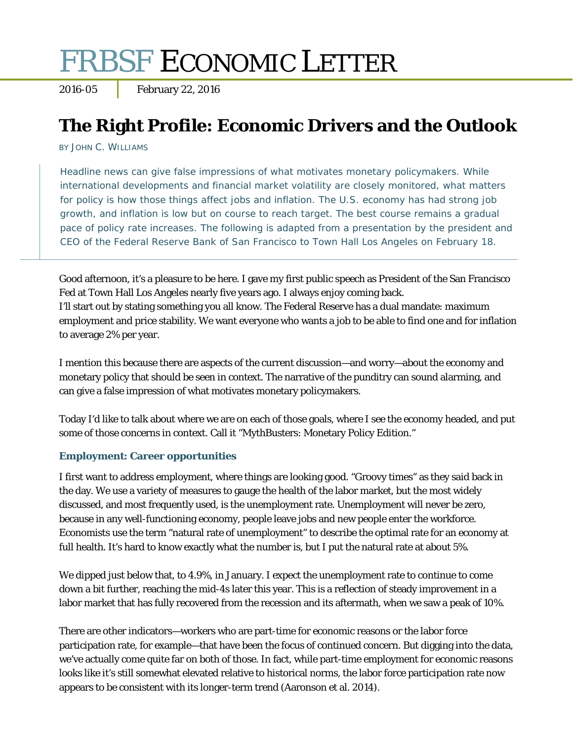# FRBSF ECONOMIC LETTER

2016-05 | February 22, 2016

## The Right Profile: Economic Drivers and the Outlook

BY JOHN C. WILLIAMS

Headline news can give false impressions of what motivates monetary policymakers. While international developments and financial market volatility are closely monitored, what matters for policy is how those things affect jobs and inflation. The U.S. economy has had strong job growth, and inflation is low but on course to reach target. The best course remains a gradual pace of policy rate increases. The following is adapted from a presentation by the president and CEO of the Federal Reserve Bank of San Francisco to Town Hall Los Angeles on February 18.

Good afternoon, it's a pleasure to be here. I gave my first public speech as President of the San Francisco Fed at Town Hall Los Angeles nearly five years ago. I always enjoy coming back.
I'll start out by stating something you all know. The Federal Reserve has a dual mandate: maximum employment and price stability. We want everyone who wants a job to be able to find one and for inflation to average 2% per year.

I mention this because there are aspects of the current discussion—and worry—about the economy and monetary policy that should be seen in context. The narrative of the punditry can sound alarming, and can give a false impression of what motivates monetary policymakers.

Today I'd like to talk about where we are on each of those goals, where I see the economy headed, and put some of those concerns in context. Call it "MythBusters: Monetary Policy Edition."

### Employment: Career opportunities

I first want to address employment, where things are looking good. "Groovy times" as they said back in the day. We use a variety of measures to gauge the health of the labor market, but the most widely discussed, and most frequently used, is the unemployment rate. Unemployment will never be zero, because in any well-functioning economy, people leave jobs and new people enter the workforce. Economists use the term "natural rate of unemployment" to describe the optimal rate for an economy at full health. It's hard to know exactly what the number is, but I put the natural rate at about 5%.

We dipped just below that, to 4.9%, in January. I expect the unemployment rate to continue to come down a bit further, reaching the mid-4s later this year. This is a reflection of steady improvement in a labor market that has fully recovered from the recession and its aftermath, when we saw a peak of 10%.

There are other indicators—workers who are part-time for economic reasons or the labor force participation rate, for example—that have been the focus of continued concern. But digging into the data, we've actually come quite far on both of those. In fact, while part-time employment for economic reasons looks like it's still somewhat elevated relative to historical norms, the labor force participation rate now appears to be consistent with its longer-term trend (Aaronson et al. 2014).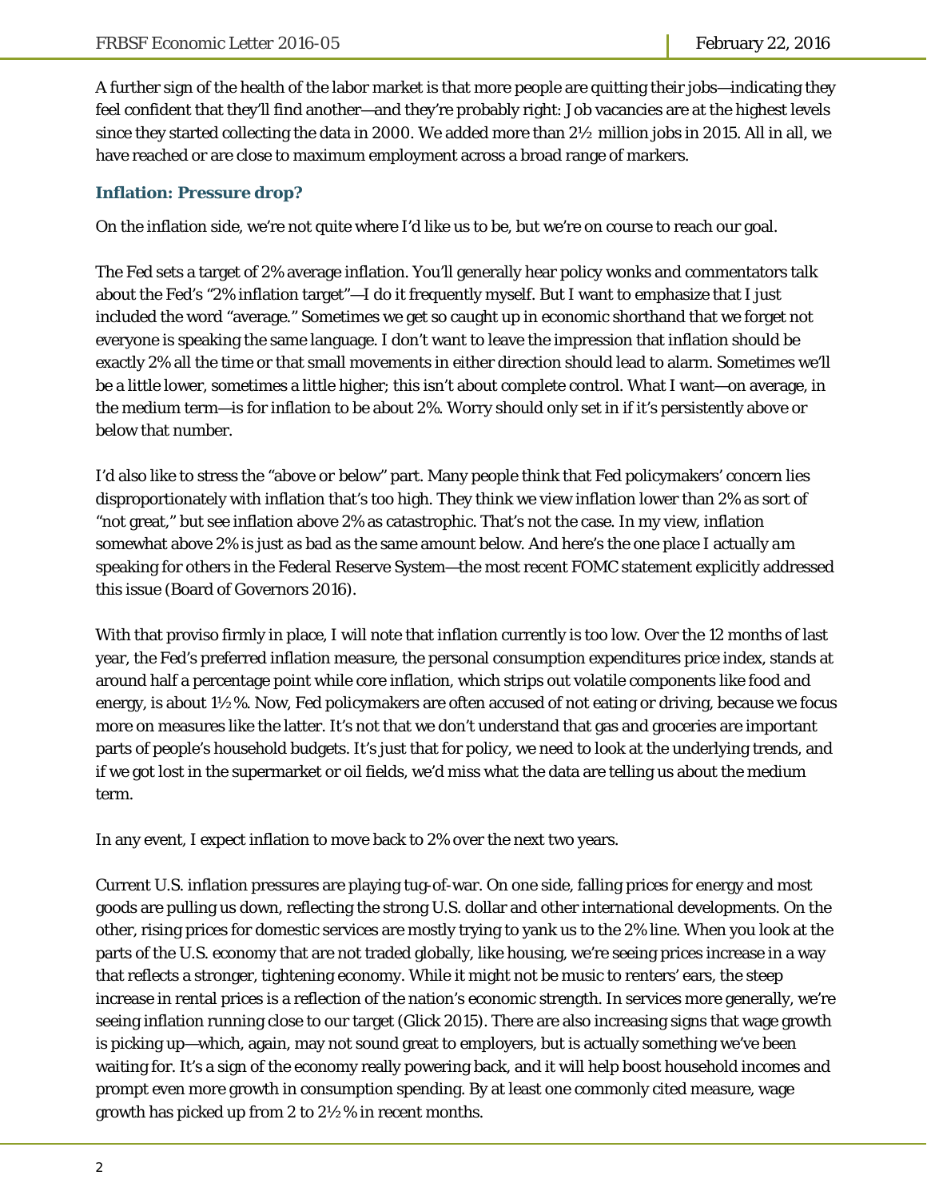A further sign of the health of the labor market is that more people are quitting their jobs—indicating they feel confident that they'll find another—and they're probably right: Job vacancies are at the highest levels since they started collecting the data in 2000. We added more than 2½ million jobs in 2015. All in all, we have reached or are close to maximum employment across a broad range of markers.

### Inflation: Pressure drop?

On the inflation side, we're not quite where I'd like us to be, but we're on course to reach our goal.

The Fed sets a target of 2% average inflation. You'll generally hear policy wonks and commentators talk about the Fed's "2% inflation target"—I do it frequently myself. But I want to emphasize that I just included the word "average." Sometimes we get so caught up in economic shorthand that we forget not everyone is speaking the same language. I don't want to leave the impression that inflation should be exactly 2% all the time or that small movements in either direction should lead to alarm. Sometimes we'll be a little lower, sometimes a little higher; this isn't about complete control. What I want—on average, in the medium term—is for inflation to be about 2%. Worry should only set in if it's persistently above or below that number.

I'd also like to stress the "above or below" part. Many people think that Fed policymakers' concern lies disproportionately with inflation that's too high. They think we view inflation lower than 2% as sort of "not great," but see inflation above 2% as catastrophic. That's not the case. In my view, inflation somewhat above 2% is just as bad as the same amount below. And here's the one place I actually *am* speaking for others in the Federal Reserve System—the most recent FOMC statement explicitly addressed this issue (Board of Governors 2016).

With that proviso firmly in place, I will note that inflation currently is too low. Over the 12 months of last year, the Fed's preferred inflation measure, the personal consumption expenditures price index, stands at around half a percentage point while core inflation, which strips out volatile components like food and energy, is about 1½%. Now, Fed policymakers are often accused of not eating or driving, because we focus more on measures like the latter. It's not that we don't understand that gas and groceries are important parts of people's household budgets. It's just that for policy, we need to look at the underlying trends, and if we got lost in the supermarket or oil fields, we'd miss what the data are telling us about the medium term.

In any event, I expect inflation to move back to 2% over the next two years.

Current U.S. inflation pressures are playing tug-of-war. On one side, falling prices for energy and most goods are pulling us down, reflecting the strong U.S. dollar and other international developments. On the other, rising prices for domestic services are mostly trying to yank us to the 2% line. When you look at the parts of the U.S. economy that are not traded globally, like housing, we're seeing prices increase in a way that reflects a stronger, tightening economy. While it might not be music to renters' ears, the steep increase in rental prices is a reflection of the nation's economic strength. In services more generally, we're seeing inflation running close to our target (Glick 2015). There are also increasing signs that wage growth is picking up—which, again, may not sound great to employers, but is actually something we've been waiting for. It's a sign of the economy really powering back, and it will help boost household incomes and prompt even more growth in consumption spending. By at least one commonly cited measure, wage growth has picked up from 2 to 2½% in recent months.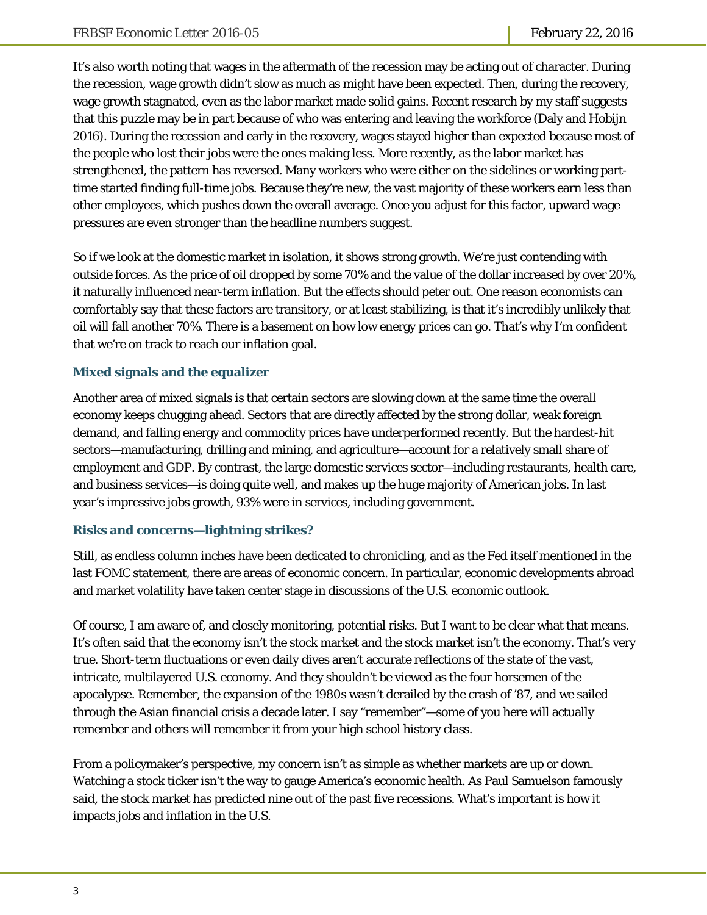It's also worth noting that wages in the aftermath of the recession may be acting out of character. During the recession, wage growth didn't slow as much as might have been expected. Then, during the recovery, wage growth stagnated, even as the labor market made solid gains. Recent research by my staff suggests that this puzzle may be in part because of who was entering and leaving the workforce (Daly and Hobijn 2016). During the recession and early in the recovery, wages stayed higher than expected because most of the people who lost their jobs were the ones making less. More recently, as the labor market has strengthened, the pattern has reversed. Many workers who were either on the sidelines or working part-time started finding full-time jobs. Because they're new, the vast majority of these workers earn less than other employees, which pushes down the overall average. Once you adjust for this factor, upward wage pressures are even stronger than the headline numbers suggest.

So if we look at the domestic market in isolation, it shows strong growth. We're just contending with outside forces. As the price of oil dropped by some 70% and the value of the dollar increased by over 20%, it naturally influenced near-term inflation. But the effects should peter out. One reason economists can comfortably say that these factors are transitory, or at least stabilizing, is that it's incredibly unlikely that oil will fall another 70%. There is a basement on how low energy prices can go. That's why I'm confident that we're on track to reach our inflation goal.

### Mixed signals and the equalizer

Another area of mixed signals is that certain sectors are slowing down at the same time the overall economy keeps chugging ahead. Sectors that are directly affected by the strong dollar, weak foreign demand, and falling energy and commodity prices have underperformed recently. But the hardest-hit sectors—manufacturing, drilling and mining, and agriculture—account for a relatively small share of employment and GDP. By contrast, the large domestic services sector—including restaurants, health care, and business services—is doing quite well, and makes up the huge majority of American jobs. In last year's impressive jobs growth, 93% were in services, including government.

### Risks and concerns—lightning strikes?

Still, as endless column inches have been dedicated to chronicling, and as the Fed itself mentioned in the last FOMC statement, there are areas of economic concern. In particular, economic developments abroad and market volatility have taken center stage in discussions of the U.S. economic outlook.

Of course, I am aware of, and closely monitoring, potential risks. But I want to be clear what that means. It's often said that the economy isn't the stock market and the stock market isn't the economy. That's very true. Short-term fluctuations or even daily dives aren't accurate reflections of the state of the vast, intricate, multilayered U.S. economy. And they shouldn't be viewed as the four horsemen of the apocalypse. Remember, the expansion of the 1980s wasn't derailed by the crash of '87, and we sailed through the Asian financial crisis a decade later. I say "remember"—some of you here will actually remember and others will remember it from your high school history class.

From a policymaker's perspective, my concern isn't as simple as whether markets are up or down. Watching a stock ticker isn't the way to gauge America's economic health. As Paul Samuelson famously said, the stock market has predicted nine out of the past five recessions. What's important is how it impacts jobs and inflation in the U.S.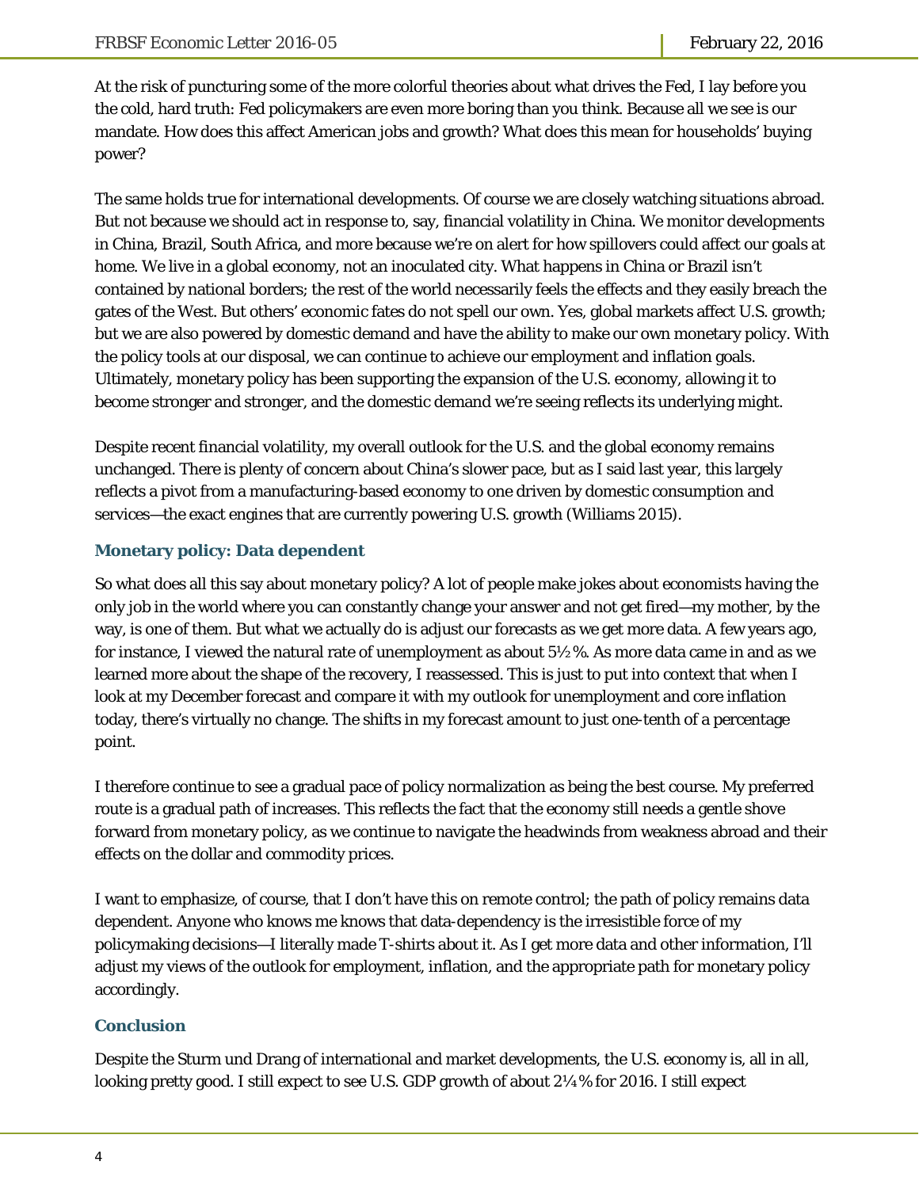At the risk of puncturing some of the more colorful theories about what drives the Fed, I lay before you the cold, hard truth: Fed policymakers are even more boring than you think. Because all we see is our mandate. How does this affect American jobs and growth? What does this mean for households' buying power?

The same holds true for international developments. Of course we are closely watching situations abroad. But not because we should act in response to, say, financial volatility in China. We monitor developments in China, Brazil, South Africa, and more because we're on alert for how spillovers could affect our goals at home. We live in a global economy, not an inoculated city. What happens in China or Brazil isn't contained by national borders; the rest of the world necessarily feels the effects and they easily breach the gates of the West. But others' economic fates do not spell our own. Yes, global markets affect U.S. growth; but we are also powered by domestic demand and have the ability to make our own monetary policy. With the policy tools at our disposal, we can continue to achieve our employment and inflation goals. Ultimately, monetary policy has been supporting the expansion of the U.S. economy, allowing it to become stronger and stronger, and the domestic demand we're seeing reflects its underlying might.

Despite recent financial volatility, my overall outlook for the U.S. and the global economy remains unchanged. There is plenty of concern about China's slower pace, but as I said last year, this largely reflects a pivot from a manufacturing-based economy to one driven by domestic consumption and services—the exact engines that are currently powering U.S. growth (Williams 2015).

## Monetary policy: Data dependent

So what does all this say about monetary policy? A lot of people make jokes about economists having the only job in the world where you can constantly change your answer and not get fired—my mother, by the way, is one of them. But what we actually do is adjust our forecasts as we get more data. A few years ago, for instance, I viewed the natural rate of unemployment as about 5½%. As more data came in and as we learned more about the shape of the recovery, I reassessed. This is just to put into context that when I look at my December forecast and compare it with my outlook for unemployment and core inflation today, there's virtually no change. The shifts in my forecast amount to just one-tenth of a percentage point.

I therefore continue to see a gradual pace of policy normalization as being the best course. My preferred route is a gradual path of increases. This reflects the fact that the economy still needs a gentle shove forward from monetary policy, as we continue to navigate the headwinds from weakness abroad and their effects on the dollar and commodity prices.

I want to emphasize, of course, that I don't have this on remote control; the path of policy remains data dependent. Anyone who knows me knows that data-dependency is the irresistible force of my policymaking decisions—I literally made T-shirts about it. As I get more data and other information, I'll adjust my views of the outlook for employment, inflation, and the appropriate path for monetary policy accordingly.

## Conclusion

Despite the Sturm und Drang of international and market developments, the U.S. economy is, all in all, looking pretty good. I still expect to see U.S. GDP growth of about 2¼% for 2016. I still expect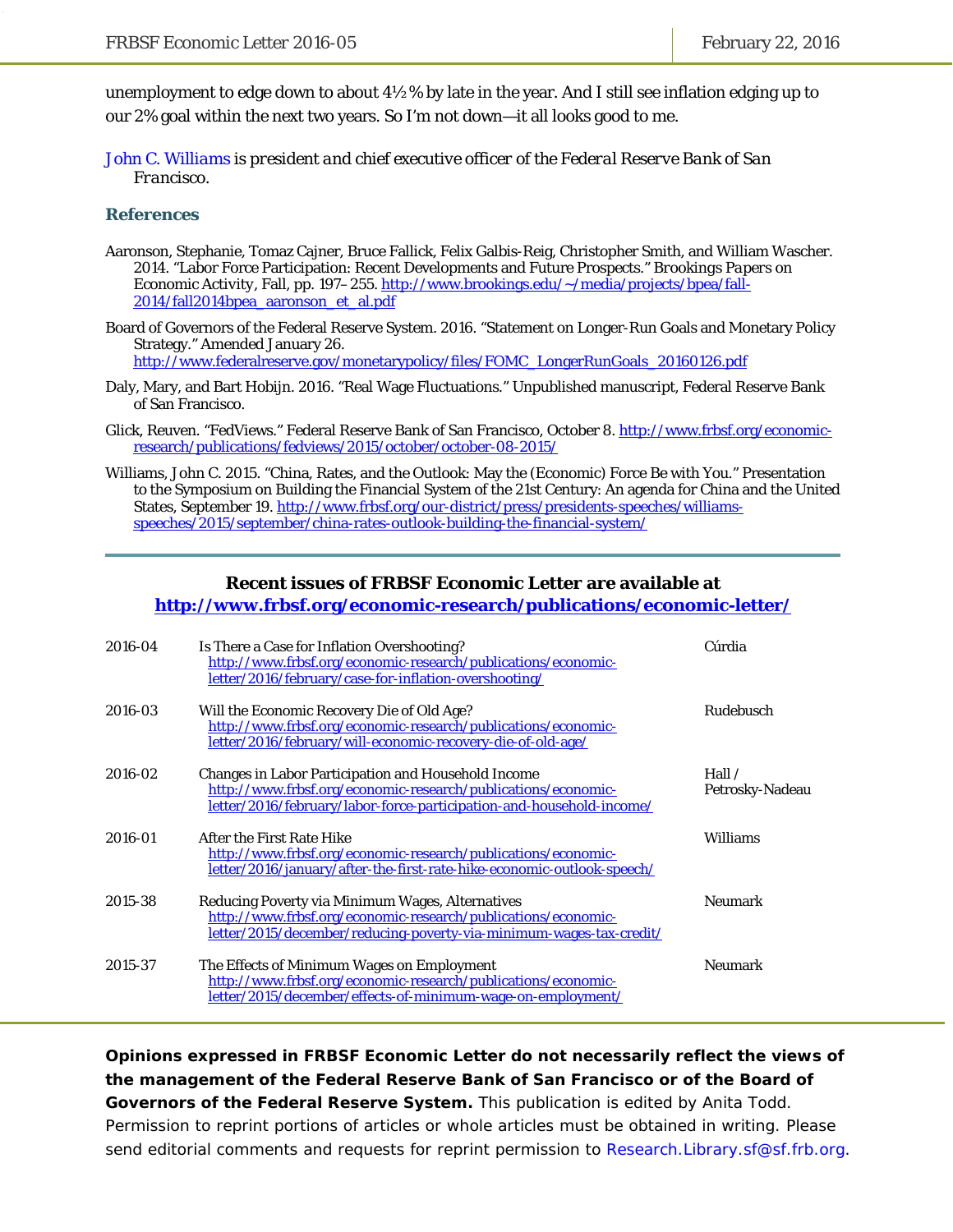unemployment to edge down to about 4½% by late in the year. And I still see inflation edging up to our 2% goal within the next two years. So I'm not down—it all looks good to me.

*John C. Williams is president and chief executive officer of the Federal Reserve Bank of San Francisco.*

### References

Aaronson, Stephanie, Tomaz Cajner, Bruce Fallick, Felix Galbis-Reig, Christopher Smith, and William Wascher. 2014. "Labor Force Participation: Recent Developments and Future Prospects." *Brookings Papers on Economic Activity*, Fall, pp. 197–255. http://www.brookings.edu/~/media/projects/bpea/fall-2014/fall2014bpea_aaronson_et_al.pdf

Board of Governors of the Federal Reserve System. 2016. "Statement on Longer-Run Goals and Monetary Policy Strategy." Amended January 26. http://www.federalreserve.gov/monetarypolicy/files/FOMC_LongerRunGoals_20160126.pdf

Daly, Mary, and Bart Hobijn. 2016. "Real Wage Fluctuations." Unpublished manuscript, Federal Reserve Bank of San Francisco.

Glick, Reuven. "FedViews." Federal Reserve Bank of San Francisco, October 8. http://www.frbsf.org/economic-research/publications/fedviews/2015/october/october-08-2015/

Williams, John C. 2015. "China, Rates, and the Outlook: May the (Economic) Force Be with You." Presentation to the Symposium on Building the Financial System of the 21st Century: An agenda for China and the United States, September 19. http://www.frbsf.org/our-district/press/presidents-speeches/williams-speeches/2015/september/china-rates-outlook-building-the-financial-system/

---

**Recent issues of FRBSF Economic Letter are available at**
**http://www.frbsf.org/economic-research/publications/economic-letter/**

| | | |
|---|---|---|
| 2016-04 | Is There a Case for Inflation Overshooting? http://www.frbsf.org/economic-research/publications/economic-letter/2016/february/case-for-inflation-overshooting/ | Cúrdia |
| 2016-03 | Will the Economic Recovery Die of Old Age? http://www.frbsf.org/economic-research/publications/economic-letter/2016/february/will-economic-recovery-die-of-old-age/ | Rudebusch |
| 2016-02 | Changes in Labor Participation and Household Income http://www.frbsf.org/economic-research/publications/economic-letter/2016/february/labor-force-participation-and-household-income/ | Hall / Petrosky-Nadeau |
| 2016-01 | After the First Rate Hike http://www.frbsf.org/economic-research/publications/economic-letter/2016/january/after-the-first-rate-hike-economic-outlook-speech/ | Williams |
| 2015-38 | Reducing Poverty via Minimum Wages, Alternatives http://www.frbsf.org/economic-research/publications/economic-letter/2015/december/reducing-poverty-via-minimum-wages-tax-credit/ | Neumark |
| 2015-37 | The Effects of Minimum Wages on Employment http://www.frbsf.org/economic-research/publications/economic-letter/2015/december/effects-of-minimum-wage-on-employment/ | Neumark |

**Opinions expressed in FRBSF Economic Letter do not necessarily reflect the views of the management of the Federal Reserve Bank of San Francisco or of the Board of Governors of the Federal Reserve System.** This publication is edited by Anita Todd. Permission to reprint portions of articles or whole articles must be obtained in writing. Please send editorial comments and requests for reprint permission to Research.Library.sf@sf.frb.org.